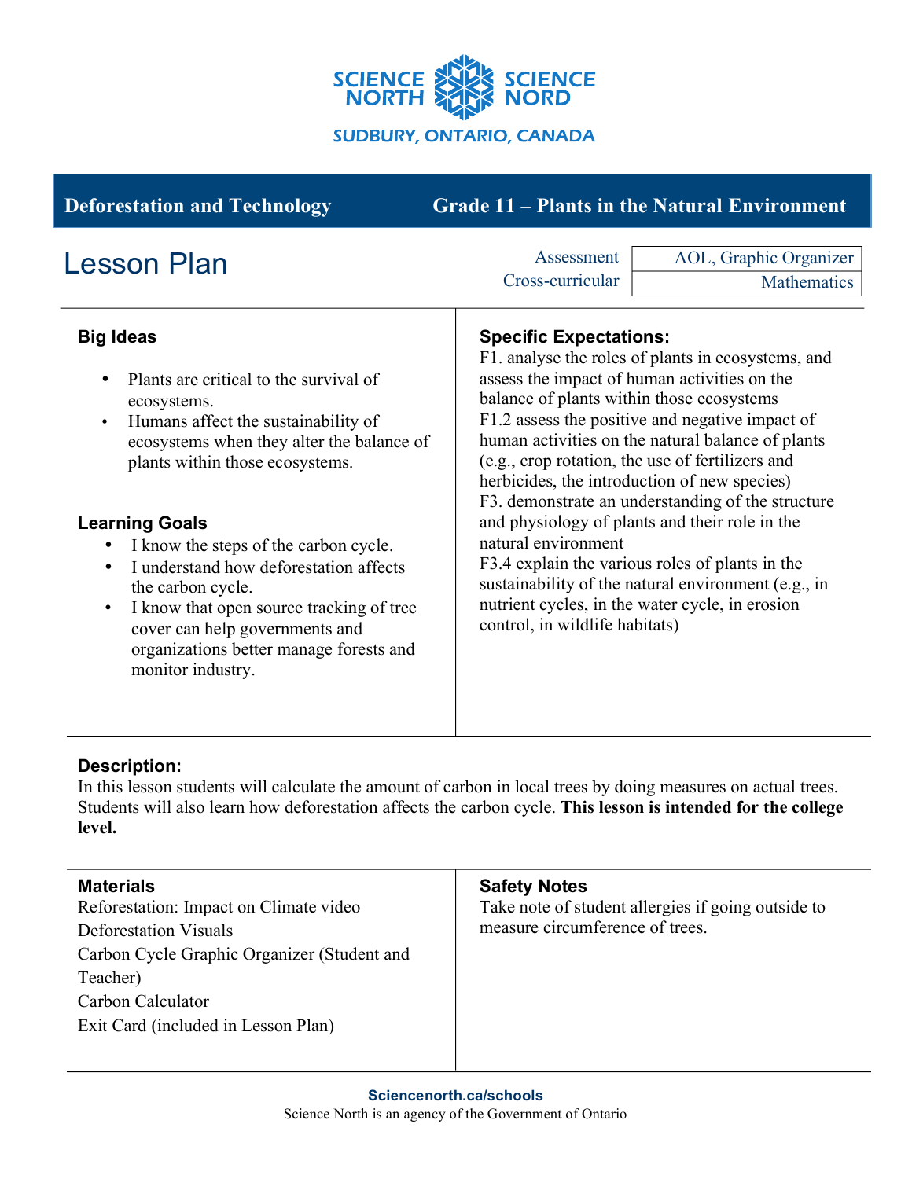SCIENCE NORTH SCIENCE NORD

SUDBURY, ONTARIO, CANADA

**Deforestation and Technology** | **Grade 11 – Plants in the Natural Environment**

# Lesson Plan

| | |
|---|---|
| Assessment | AOL, Graphic Organizer |
| Cross-curricular | Mathematics |

### Big Ideas

- Plants are critical to the survival of ecosystems.
- Humans affect the sustainability of ecosystems when they alter the balance of plants within those ecosystems.

### Learning Goals

- I know the steps of the carbon cycle.
- I understand how deforestation affects the carbon cycle.
- I know that open source tracking of tree cover can help governments and organizations better manage forests and monitor industry.

### Specific Expectations:

F1. analyse the roles of plants in ecosystems, and assess the impact of human activities on the balance of plants within those ecosystems

F1.2 assess the positive and negative impact of human activities on the natural balance of plants (e.g., crop rotation, the use of fertilizers and herbicides, the introduction of new species)

F3. demonstrate an understanding of the structure and physiology of plants and their role in the natural environment

F3.4 explain the various roles of plants in the sustainability of the natural environment (e.g., in nutrient cycles, in the water cycle, in erosion control, in wildlife habitats)

### Description:

In this lesson students will calculate the amount of carbon in local trees by doing measures on actual trees. Students will also learn how deforestation affects the carbon cycle. **This lesson is intended for the college level.**

### Materials

Reforestation: Impact on Climate video

Deforestation Visuals

Carbon Cycle Graphic Organizer (Student and Teacher)

Carbon Calculator

Exit Card (included in Lesson Plan)

### Safety Notes

Take note of student allergies if going outside to measure circumference of trees.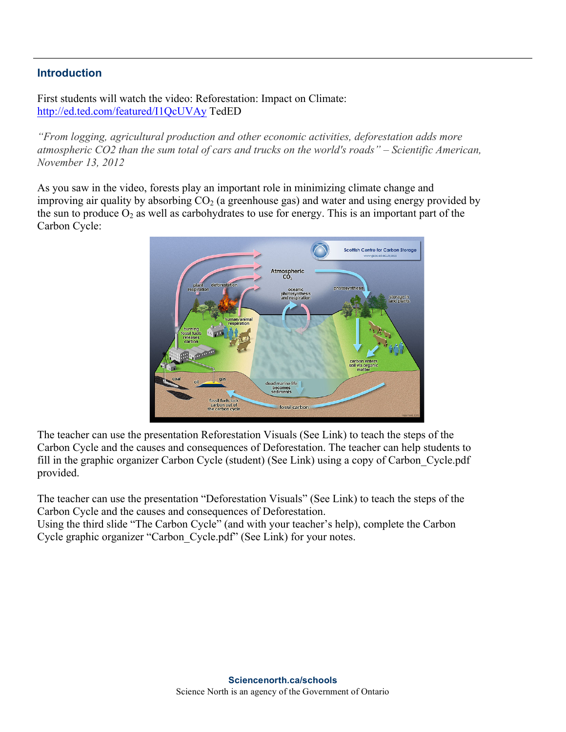## Introduction

First students will watch the video: Reforestation: Impact on Climate: http://ed.ted.com/featured/I1QcUVAy TedED

*"From logging, agricultural production and other economic activities, deforestation adds more atmospheric CO2 than the sum total of cars and trucks on the world's roads" – Scientific American, November 13, 2012*

As you saw in the video, forests play an important role in minimizing climate change and improving air quality by absorbing $CO_2$ (a greenhouse gas) and water and using energy provided by the sun to produce $O_2$ as well as carbohydrates to use for energy. This is an important part of the Carbon Cycle:

The teacher can use the presentation Reforestation Visuals (See Link) to teach the steps of the Carbon Cycle and the causes and consequences of Deforestation. The teacher can help students to fill in the graphic organizer Carbon Cycle (student) (See Link) using a copy of Carbon_Cycle.pdf provided.

The teacher can use the presentation "Deforestation Visuals" (See Link) to teach the steps of the Carbon Cycle and the causes and consequences of Deforestation.
Using the third slide "The Carbon Cycle" (and with your teacher's help), complete the Carbon Cycle graphic organizer "Carbon_Cycle.pdf" (See Link) for your notes.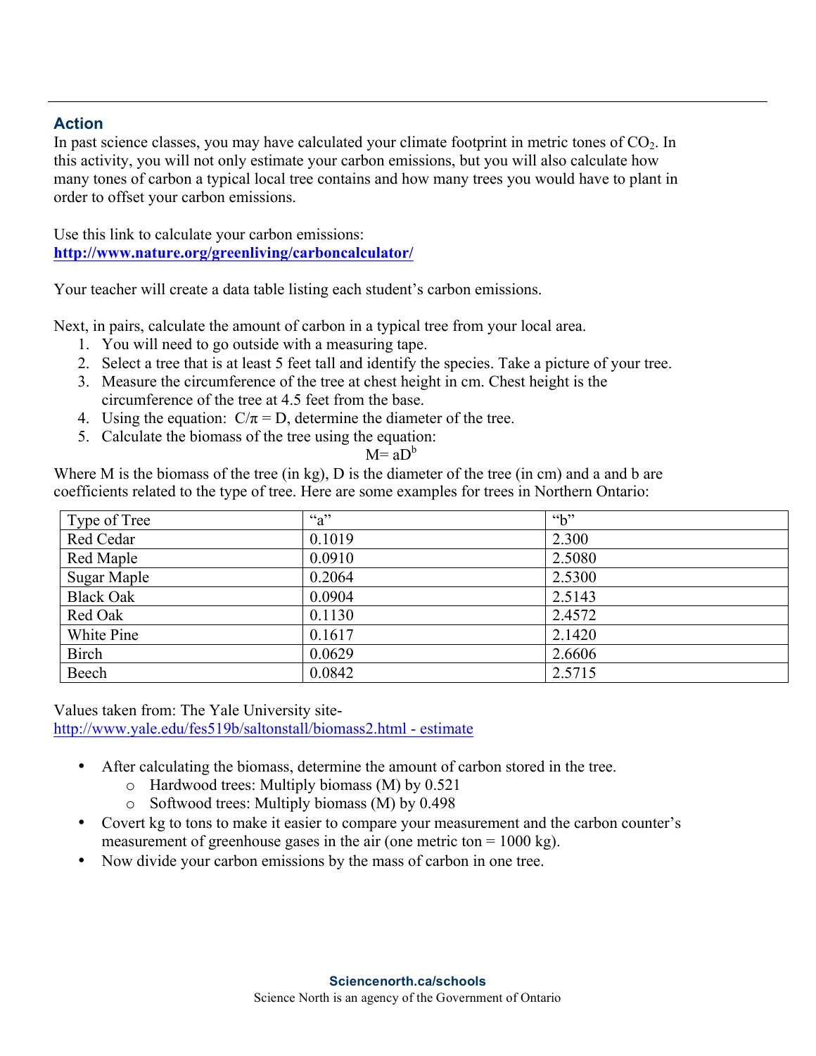## Action

In past science classes, you may have calculated your climate footprint in metric tones of $CO_2$. In this activity, you will not only estimate your carbon emissions, but you will also calculate how many tones of carbon a typical local tree contains and how many trees you would have to plant in order to offset your carbon emissions.

Use this link to calculate your carbon emissions:
**http://www.nature.org/greenliving/carboncalculator/**

Your teacher will create a data table listing each student's carbon emissions.

Next, in pairs, calculate the amount of carbon in a typical tree from your local area.

1. You will need to go outside with a measuring tape.
2. Select a tree that is at least 5 feet tall and identify the species. Take a picture of your tree.
3. Measure the circumference of the tree at chest height in cm. Chest height is the circumference of the tree at 4.5 feet from the base.
4. Using the equation: $C/\pi = D$, determine the diameter of the tree.
5. Calculate the biomass of the tree using the equation:

$$M = aD^b$$

Where M is the biomass of the tree (in kg), D is the diameter of the tree (in cm) and a and b are coefficients related to the type of tree. Here are some examples for trees in Northern Ontario:

| Type of Tree | "a" | "b" |
|---|---|---|
| Red Cedar | 0.1019 | 2.300 |
| Red Maple | 0.0910 | 2.5080 |
| Sugar Maple | 0.2064 | 2.5300 |
| Black Oak | 0.0904 | 2.5143 |
| Red Oak | 0.1130 | 2.4572 |
| White Pine | 0.1617 | 2.1420 |
| Birch | 0.0629 | 2.6606 |
| Beech | 0.0842 | 2.5715 |

Values taken from: The Yale University site-
http://www.yale.edu/fes519b/saltonstall/biomass2.html - estimate

- After calculating the biomass, determine the amount of carbon stored in the tree.
  - Hardwood trees: Multiply biomass (M) by 0.521
  - Softwood trees: Multiply biomass (M) by 0.498
- Covert kg to tons to make it easier to compare your measurement and the carbon counter's measurement of greenhouse gases in the air (one metric ton = 1000 kg).
- Now divide your carbon emissions by the mass of carbon in one tree.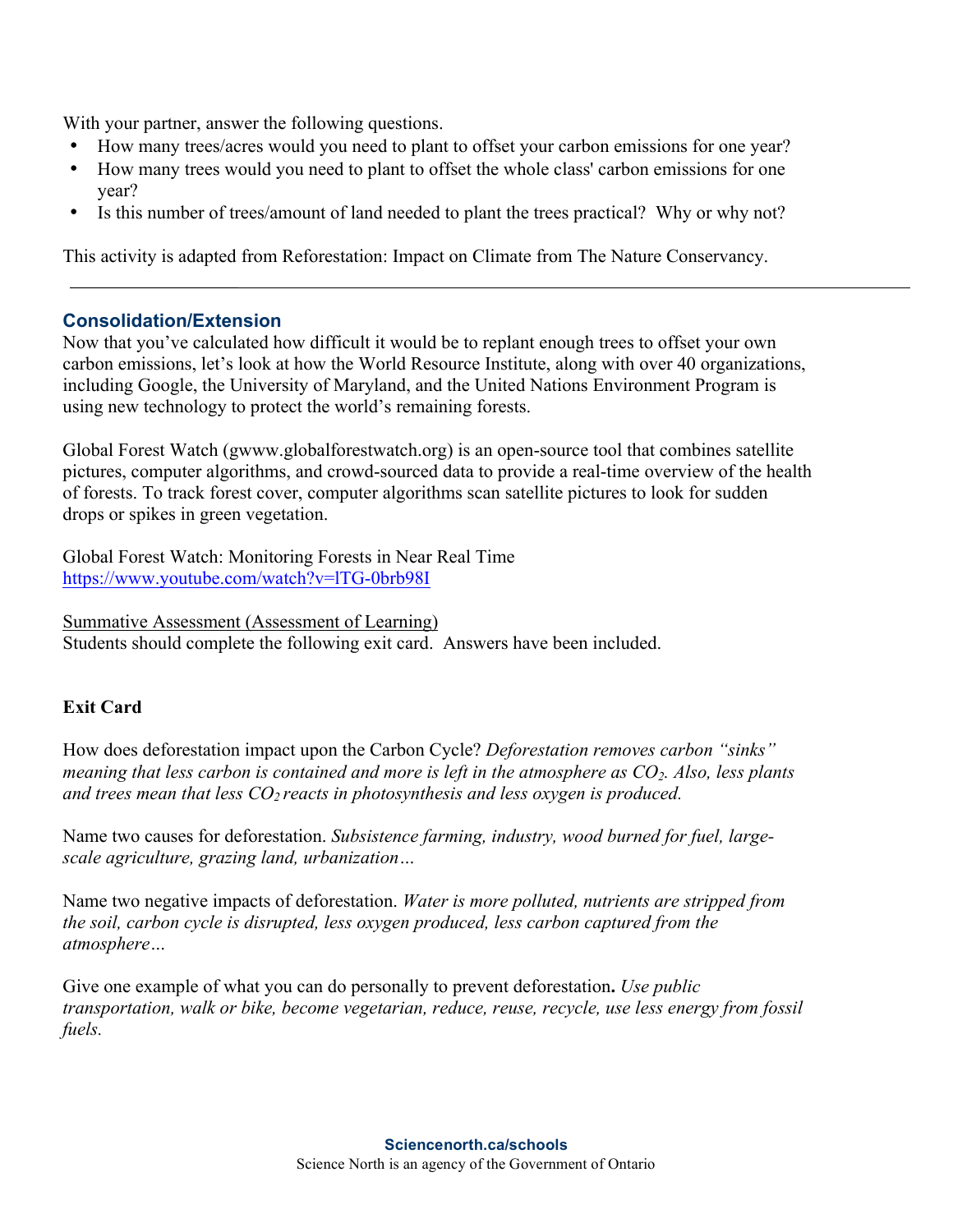With your partner, answer the following questions.

- How many trees/acres would you need to plant to offset your carbon emissions for one year?
- How many trees would you need to plant to offset the whole class' carbon emissions for one year?
- Is this number of trees/amount of land needed to plant the trees practical? Why or why not?

This activity is adapted from Reforestation: Impact on Climate from The Nature Conservancy.

---

### Consolidation/Extension

Now that you've calculated how difficult it would be to replant enough trees to offset your own carbon emissions, let's look at how the World Resource Institute, along with over 40 organizations, including Google, the University of Maryland, and the United Nations Environment Program is using new technology to protect the world's remaining forests.

Global Forest Watch (gwww.globalforestwatch.org) is an open-source tool that combines satellite pictures, computer algorithms, and crowd-sourced data to provide a real-time overview of the health of forests. To track forest cover, computer algorithms scan satellite pictures to look for sudden drops or spikes in green vegetation.

Global Forest Watch: Monitoring Forests in Near Real Time
https://www.youtube.com/watch?v=lTG-0brb98I

Summative Assessment (Assessment of Learning)
Students should complete the following exit card. Answers have been included.

**Exit Card**

How does deforestation impact upon the Carbon Cycle? *Deforestation removes carbon "sinks" meaning that less carbon is contained and more is left in the atmosphere as $CO_2$. Also, less plants and trees mean that less $CO_2$ reacts in photosynthesis and less oxygen is produced.*

Name two causes for deforestation. *Subsistence farming, industry, wood burned for fuel, large-scale agriculture, grazing land, urbanization…*

Name two negative impacts of deforestation. *Water is more polluted, nutrients are stripped from the soil, carbon cycle is disrupted, less oxygen produced, less carbon captured from the atmosphere…*

Give one example of what you can do personally to prevent deforestation**.** *Use public transportation, walk or bike, become vegetarian, reduce, reuse, recycle, use less energy from fossil fuels.*